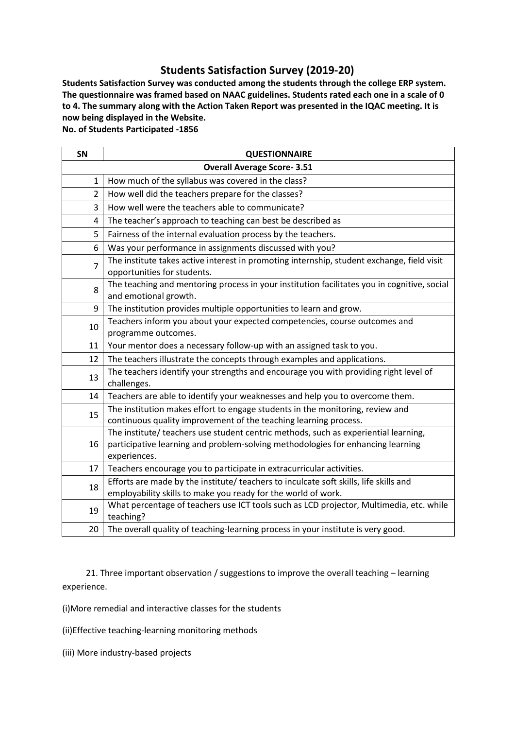# Students Satisfaction Survey (2019-20)

**Students Satisfaction Survey was conducted among the students through the college ERP system. The questionnaire was framed based on NAAC guidelines. Students rated each one in a scale of 0 to 4. The summary along with the Action Taken Report was presented in the IQAC meeting. It is now being displayed in the Website.**

**No. of Students Participated -1856**

| SN | QUESTIONNAIRE |
|---|---|
| **Overall Average Score- 3.51** | |
| 1 | How much of the syllabus was covered in the class? |
| 2 | How well did the teachers prepare for the classes? |
| 3 | How well were the teachers able to communicate? |
| 4 | The teacher's approach to teaching can best be described as |
| 5 | Fairness of the internal evaluation process by the teachers. |
| 6 | Was your performance in assignments discussed with you? |
| 7 | The institute takes active interest in promoting internship, student exchange, field visit opportunities for students. |
| 8 | The teaching and mentoring process in your institution facilitates you in cognitive, social and emotional growth. |
| 9 | The institution provides multiple opportunities to learn and grow. |
| 10 | Teachers inform you about your expected competencies, course outcomes and programme outcomes. |
| 11 | Your mentor does a necessary follow-up with an assigned task to you. |
| 12 | The teachers illustrate the concepts through examples and applications. |
| 13 | The teachers identify your strengths and encourage you with providing right level of challenges. |
| 14 | Teachers are able to identify your weaknesses and help you to overcome them. |
| 15 | The institution makes effort to engage students in the monitoring, review and continuous quality improvement of the teaching learning process. |
| 16 | The institute/ teachers use student centric methods, such as experiential learning, participative learning and problem-solving methodologies for enhancing learning experiences. |
| 17 | Teachers encourage you to participate in extracurricular activities. |
| 18 | Efforts are made by the institute/ teachers to inculcate soft skills, life skills and employability skills to make you ready for the world of work. |
| 19 | What percentage of teachers use ICT tools such as LCD projector, Multimedia, etc. while teaching? |
| 20 | The overall quality of teaching-learning process in your institute is very good. |

21. Three important observation / suggestions to improve the overall teaching – learning experience.

(i)More remedial and interactive classes for the students

(ii)Effective teaching-learning monitoring methods

(iii) More industry-based projects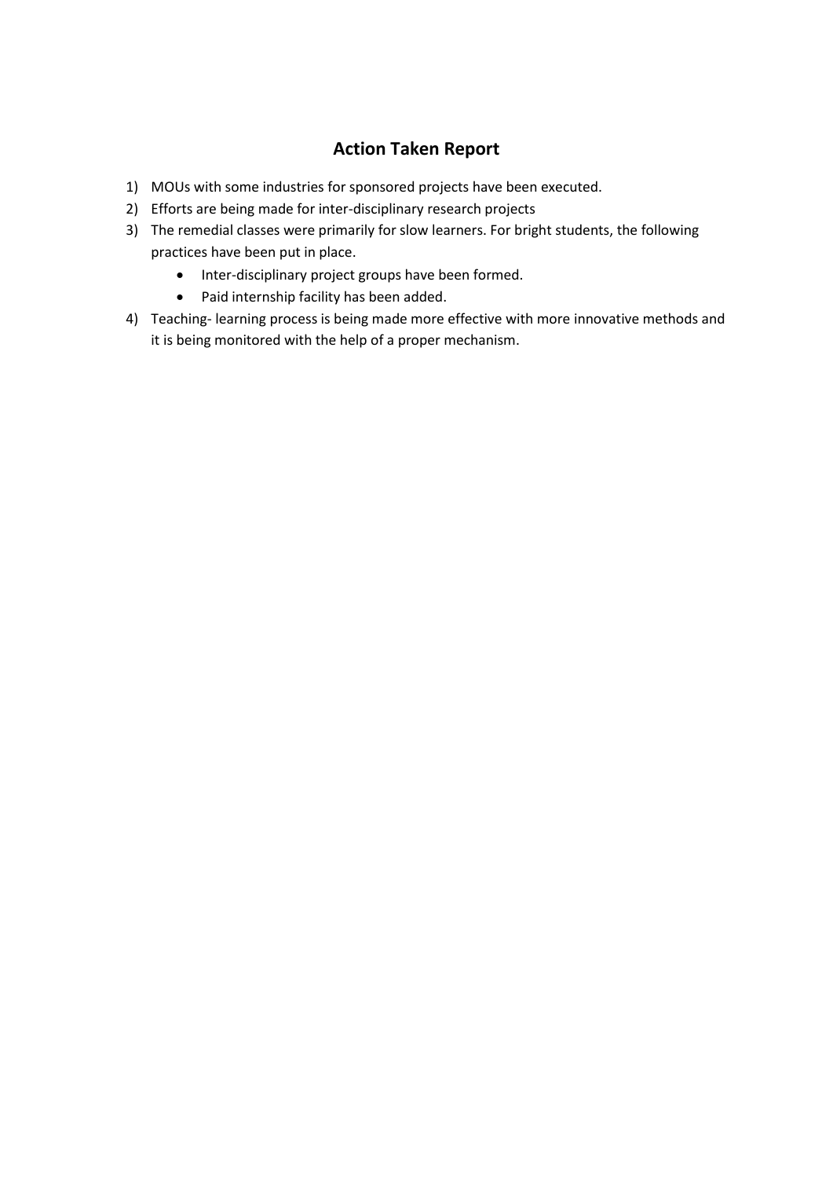## Action Taken Report

1) MOUs with some industries for sponsored projects have been executed.
2) Efforts are being made for inter-disciplinary research projects
3) The remedial classes were primarily for slow learners. For bright students, the following practices have been put in place.
    - Inter-disciplinary project groups have been formed.
    - Paid internship facility has been added.
4) Teaching- learning process is being made more effective with more innovative methods and it is being monitored with the help of a proper mechanism.